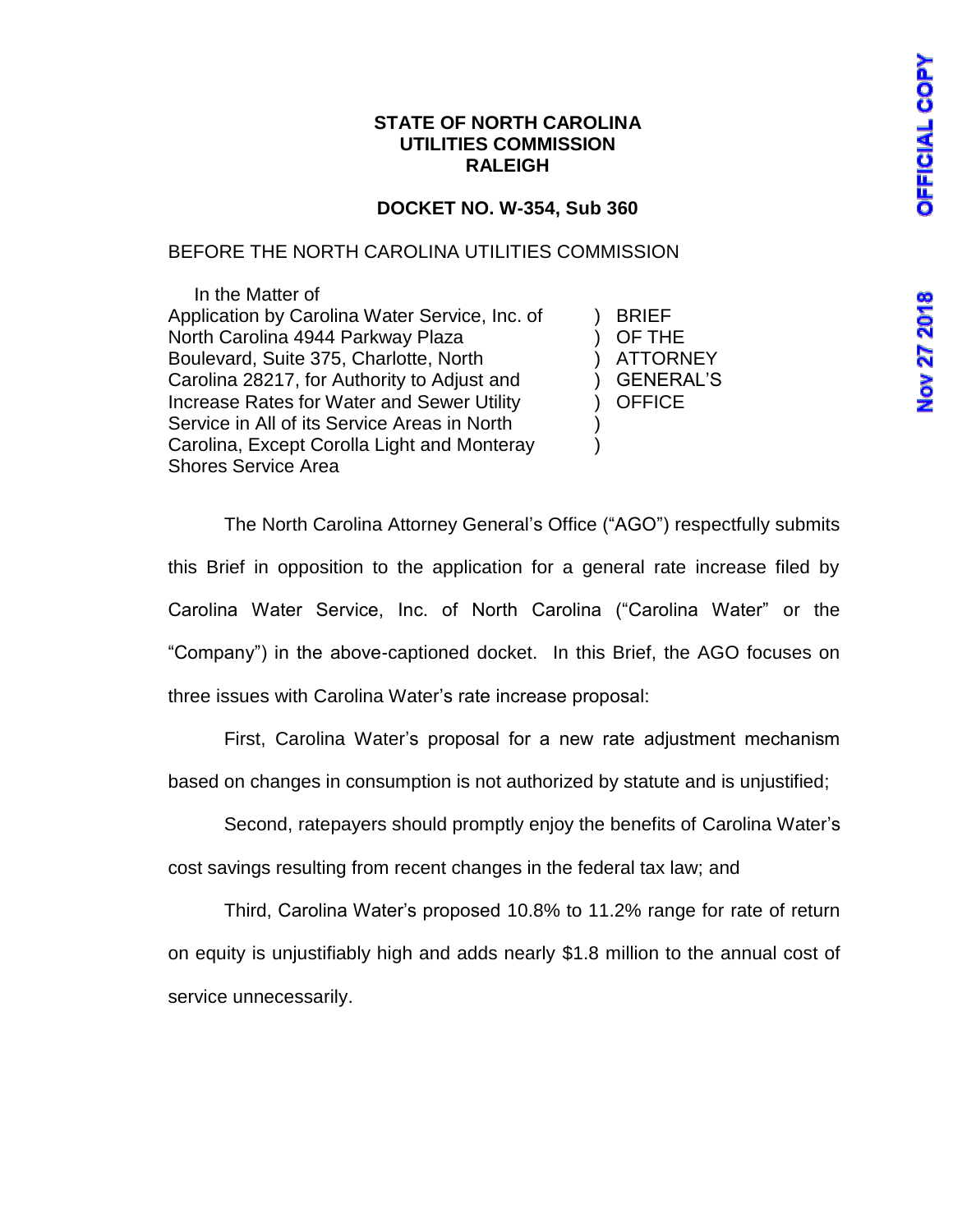**STATE OF NORTH CAROLINA**
**UTILITIES COMMISSION**
**RALEIGH**

**DOCKET NO. W-354, Sub 360**

BEFORE THE NORTH CAROLINA UTILITIES COMMISSION

| In the Matter of Application by Carolina Water Service, Inc. of North Carolina 4944 Parkway Plaza Boulevard, Suite 375, Charlotte, North Carolina 28217, for Authority to Adjust and Increase Rates for Water and Sewer Utility Service in All of its Service Areas in North Carolina, Except Corolla Light and Monteray Shores Service Area | ) BRIEF OF THE ATTORNEY GENERAL'S OFFICE |
|---|---|

The North Carolina Attorney General's Office ("AGO") respectfully submits this Brief in opposition to the application for a general rate increase filed by Carolina Water Service, Inc. of North Carolina ("Carolina Water" or the "Company") in the above-captioned docket. In this Brief, the AGO focuses on three issues with Carolina Water's rate increase proposal:

First, Carolina Water's proposal for a new rate adjustment mechanism based on changes in consumption is not authorized by statute and is unjustified;

Second, ratepayers should promptly enjoy the benefits of Carolina Water's cost savings resulting from recent changes in the federal tax law; and

Third, Carolina Water's proposed 10.8% to 11.2% range for rate of return on equity is unjustifiably high and adds nearly $1.8 million to the annual cost of service unnecessarily.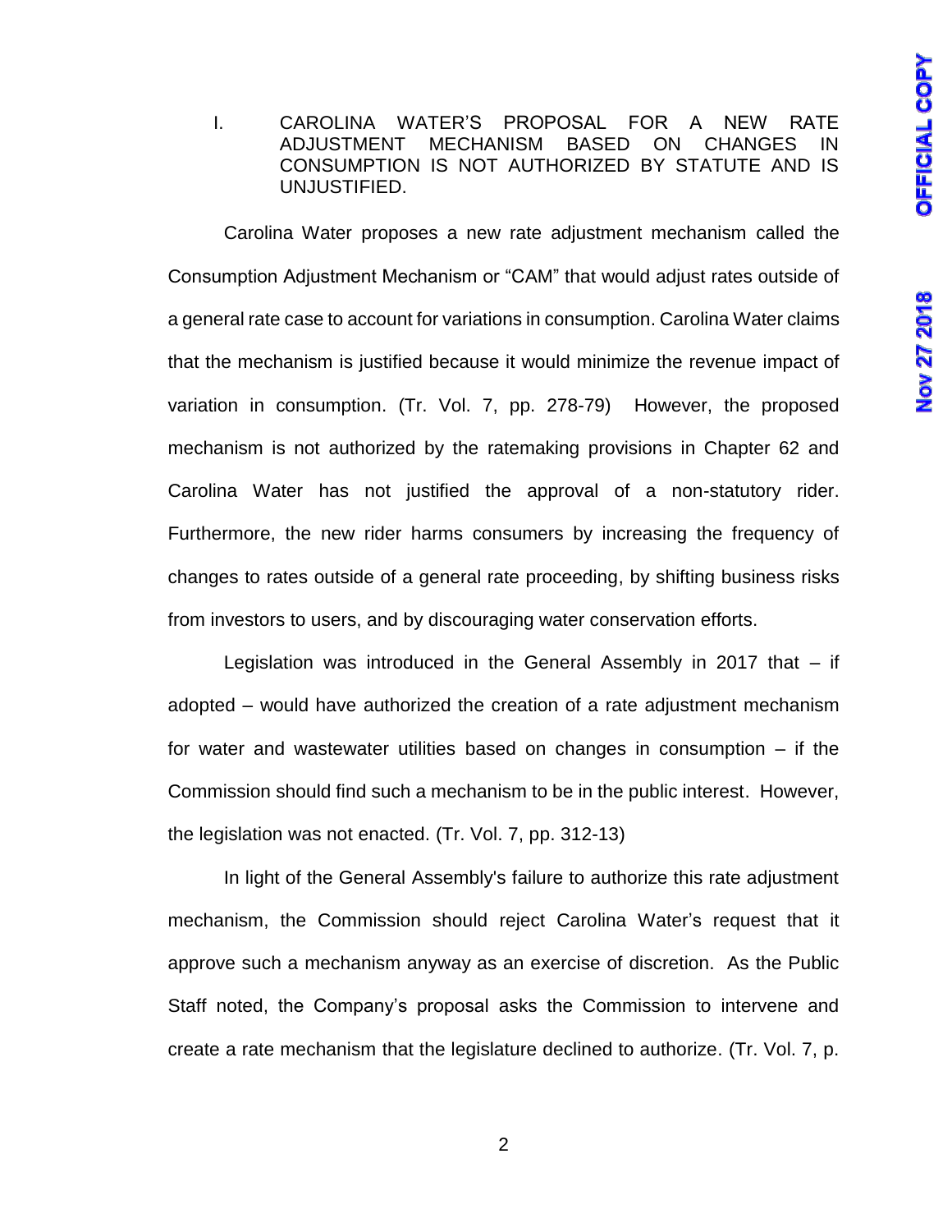## I. CAROLINA WATER'S PROPOSAL FOR A NEW RATE ADJUSTMENT MECHANISM BASED ON CHANGES IN CONSUMPTION IS NOT AUTHORIZED BY STATUTE AND IS UNJUSTIFIED.

Carolina Water proposes a new rate adjustment mechanism called the Consumption Adjustment Mechanism or "CAM" that would adjust rates outside of a general rate case to account for variations in consumption. Carolina Water claims that the mechanism is justified because it would minimize the revenue impact of variation in consumption. (Tr. Vol. 7, pp. 278-79) However, the proposed mechanism is not authorized by the ratemaking provisions in Chapter 62 and Carolina Water has not justified the approval of a non-statutory rider. Furthermore, the new rider harms consumers by increasing the frequency of changes to rates outside of a general rate proceeding, by shifting business risks from investors to users, and by discouraging water conservation efforts.

Legislation was introduced in the General Assembly in 2017 that – if adopted – would have authorized the creation of a rate adjustment mechanism for water and wastewater utilities based on changes in consumption – if the Commission should find such a mechanism to be in the public interest. However, the legislation was not enacted. (Tr. Vol. 7, pp. 312-13)

In light of the General Assembly's failure to authorize this rate adjustment mechanism, the Commission should reject Carolina Water's request that it approve such a mechanism anyway as an exercise of discretion. As the Public Staff noted, the Company's proposal asks the Commission to intervene and create a rate mechanism that the legislature declined to authorize. (Tr. Vol. 7, p.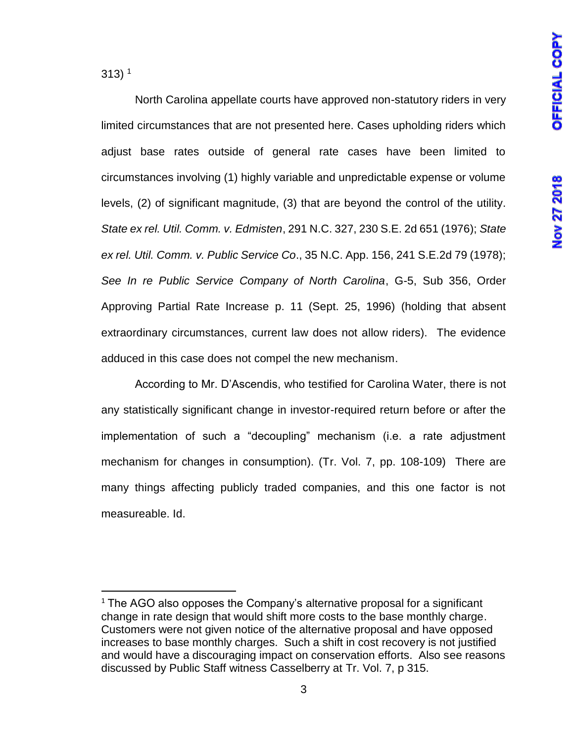313) [1]

North Carolina appellate courts have approved non-statutory riders in very limited circumstances that are not presented here. Cases upholding riders which adjust base rates outside of general rate cases have been limited to circumstances involving (1) highly variable and unpredictable expense or volume levels, (2) of significant magnitude, (3) that are beyond the control of the utility. *State ex rel. Util. Comm. v. Edmisten*, 291 N.C. 327, 230 S.E. 2d 651 (1976); *State ex rel. Util. Comm. v. Public Service Co*., 35 N.C. App. 156, 241 S.E.2d 79 (1978); *See In re Public Service Company of North Carolina*, G-5, Sub 356, Order Approving Partial Rate Increase p. 11 (Sept. 25, 1996) (holding that absent extraordinary circumstances, current law does not allow riders). The evidence adduced in this case does not compel the new mechanism.

According to Mr. D'Ascendis, who testified for Carolina Water, there is not any statistically significant change in investor-required return before or after the implementation of such a "decoupling" mechanism (i.e. a rate adjustment mechanism for changes in consumption). (Tr. Vol. 7, pp. 108-109) There are many things affecting publicly traded companies, and this one factor is not measureable. Id.

[1] The AGO also opposes the Company's alternative proposal for a significant change in rate design that would shift more costs to the base monthly charge. Customers were not given notice of the alternative proposal and have opposed increases to base monthly charges. Such a shift in cost recovery is not justified and would have a discouraging impact on conservation efforts. Also see reasons discussed by Public Staff witness Casselberry at Tr. Vol. 7, p 315.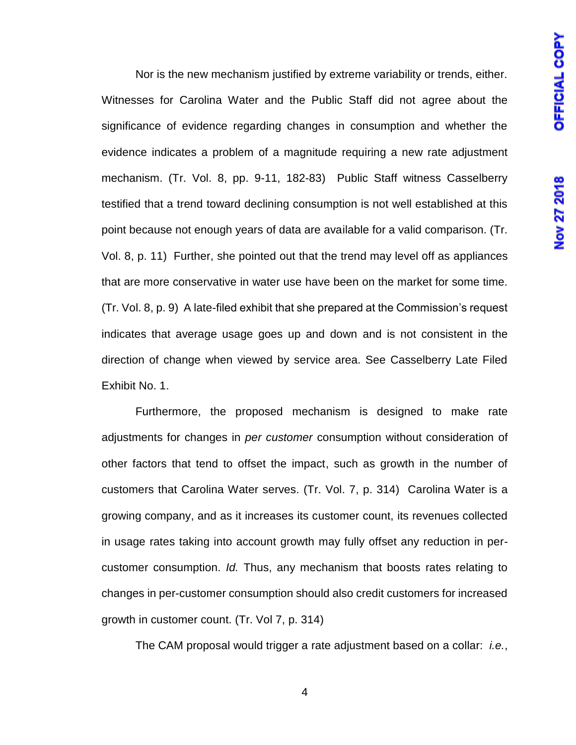Nor is the new mechanism justified by extreme variability or trends, either. Witnesses for Carolina Water and the Public Staff did not agree about the significance of evidence regarding changes in consumption and whether the evidence indicates a problem of a magnitude requiring a new rate adjustment mechanism. (Tr. Vol. 8, pp. 9-11, 182-83) Public Staff witness Casselberry testified that a trend toward declining consumption is not well established at this point because not enough years of data are available for a valid comparison. (Tr. Vol. 8, p. 11) Further, she pointed out that the trend may level off as appliances that are more conservative in water use have been on the market for some time. (Tr. Vol. 8, p. 9) A late-filed exhibit that she prepared at the Commission's request indicates that average usage goes up and down and is not consistent in the direction of change when viewed by service area. See Casselberry Late Filed Exhibit No. 1.

Furthermore, the proposed mechanism is designed to make rate adjustments for changes in *per customer* consumption without consideration of other factors that tend to offset the impact, such as growth in the number of customers that Carolina Water serves. (Tr. Vol. 7, p. 314) Carolina Water is a growing company, and as it increases its customer count, its revenues collected in usage rates taking into account growth may fully offset any reduction in per-customer consumption. *Id.* Thus, any mechanism that boosts rates relating to changes in per-customer consumption should also credit customers for increased growth in customer count. (Tr. Vol 7, p. 314)

The CAM proposal would trigger a rate adjustment based on a collar: *i.e.*,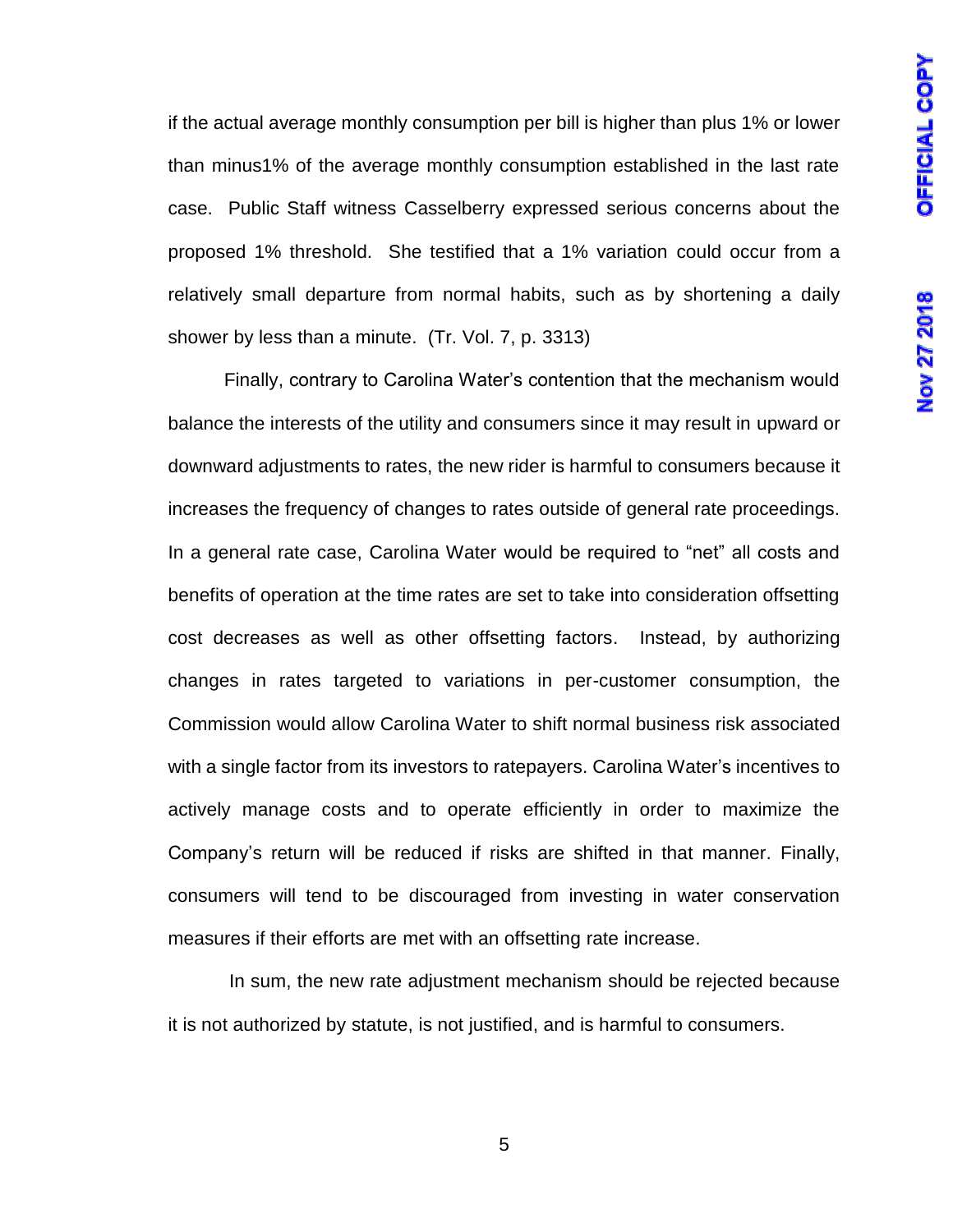if the actual average monthly consumption per bill is higher than plus 1% or lower than minus1% of the average monthly consumption established in the last rate case. Public Staff witness Casselberry expressed serious concerns about the proposed 1% threshold. She testified that a 1% variation could occur from a relatively small departure from normal habits, such as by shortening a daily shower by less than a minute. (Tr. Vol. 7, p. 3313)

Finally, contrary to Carolina Water's contention that the mechanism would balance the interests of the utility and consumers since it may result in upward or downward adjustments to rates, the new rider is harmful to consumers because it increases the frequency of changes to rates outside of general rate proceedings. In a general rate case, Carolina Water would be required to "net" all costs and benefits of operation at the time rates are set to take into consideration offsetting cost decreases as well as other offsetting factors. Instead, by authorizing changes in rates targeted to variations in per-customer consumption, the Commission would allow Carolina Water to shift normal business risk associated with a single factor from its investors to ratepayers. Carolina Water's incentives to actively manage costs and to operate efficiently in order to maximize the Company's return will be reduced if risks are shifted in that manner. Finally, consumers will tend to be discouraged from investing in water conservation measures if their efforts are met with an offsetting rate increase.

In sum, the new rate adjustment mechanism should be rejected because it is not authorized by statute, is not justified, and is harmful to consumers.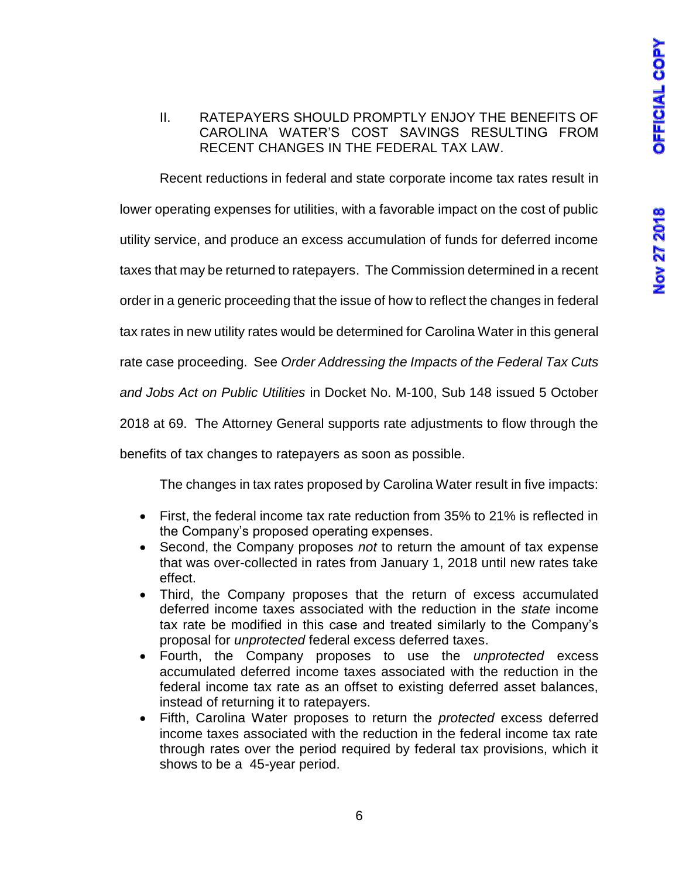## II. RATEPAYERS SHOULD PROMPTLY ENJOY THE BENEFITS OF CAROLINA WATER'S COST SAVINGS RESULTING FROM RECENT CHANGES IN THE FEDERAL TAX LAW.

Recent reductions in federal and state corporate income tax rates result in lower operating expenses for utilities, with a favorable impact on the cost of public utility service, and produce an excess accumulation of funds for deferred income taxes that may be returned to ratepayers. The Commission determined in a recent order in a generic proceeding that the issue of how to reflect the changes in federal tax rates in new utility rates would be determined for Carolina Water in this general rate case proceeding. See *Order Addressing the Impacts of the Federal Tax Cuts and Jobs Act on Public Utilities* in Docket No. M-100, Sub 148 issued 5 October 2018 at 69. The Attorney General supports rate adjustments to flow through the benefits of tax changes to ratepayers as soon as possible.

The changes in tax rates proposed by Carolina Water result in five impacts:

- First, the federal income tax rate reduction from 35% to 21% is reflected in the Company's proposed operating expenses.
- Second, the Company proposes *not* to return the amount of tax expense that was over-collected in rates from January 1, 2018 until new rates take effect.
- Third, the Company proposes that the return of excess accumulated deferred income taxes associated with the reduction in the *state* income tax rate be modified in this case and treated similarly to the Company's proposal for *unprotected* federal excess deferred taxes.
- Fourth, the Company proposes to use the *unprotected* excess accumulated deferred income taxes associated with the reduction in the federal income tax rate as an offset to existing deferred asset balances, instead of returning it to ratepayers.
- Fifth, Carolina Water proposes to return the *protected* excess deferred income taxes associated with the reduction in the federal income tax rate through rates over the period required by federal tax provisions, which it shows to be a 45-year period.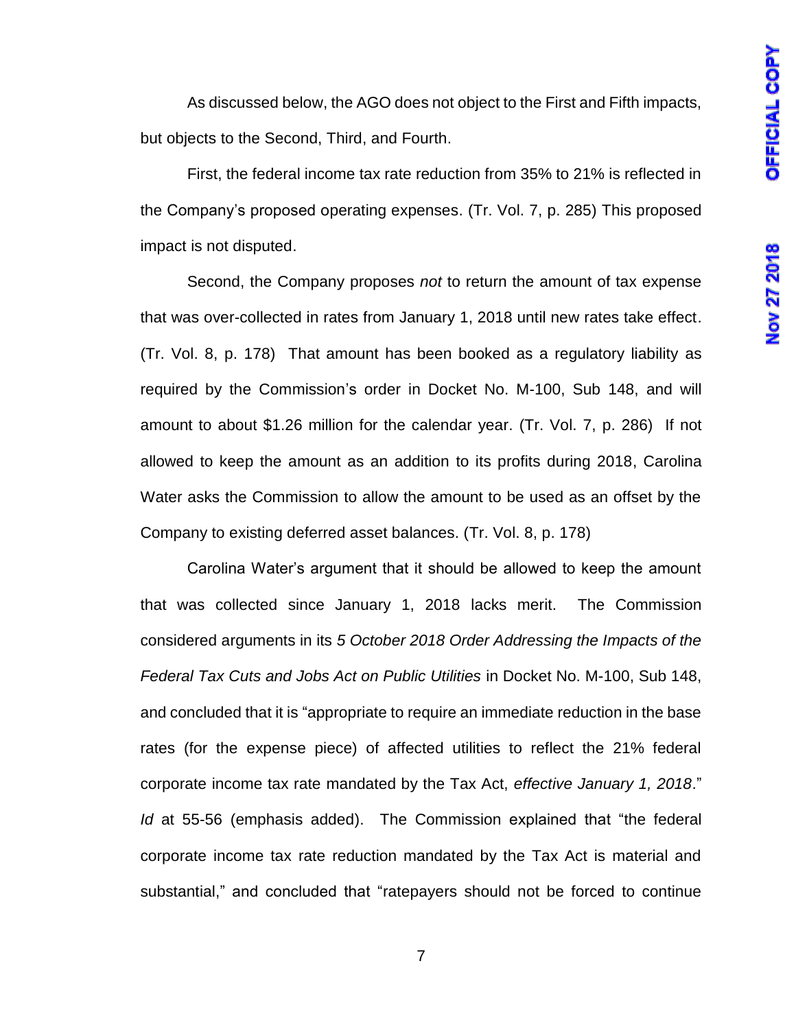As discussed below, the AGO does not object to the First and Fifth impacts, but objects to the Second, Third, and Fourth.

First, the federal income tax rate reduction from 35% to 21% is reflected in the Company's proposed operating expenses. (Tr. Vol. 7, p. 285) This proposed impact is not disputed.

Second, the Company proposes *not* to return the amount of tax expense that was over-collected in rates from January 1, 2018 until new rates take effect. (Tr. Vol. 8, p. 178) That amount has been booked as a regulatory liability as required by the Commission's order in Docket No. M-100, Sub 148, and will amount to about $1.26 million for the calendar year. (Tr. Vol. 7, p. 286) If not allowed to keep the amount as an addition to its profits during 2018, Carolina Water asks the Commission to allow the amount to be used as an offset by the Company to existing deferred asset balances. (Tr. Vol. 8, p. 178)

Carolina Water's argument that it should be allowed to keep the amount that was collected since January 1, 2018 lacks merit. The Commission considered arguments in its *5 October 2018 Order Addressing the Impacts of the Federal Tax Cuts and Jobs Act on Public Utilities* in Docket No. M-100, Sub 148, and concluded that it is "appropriate to require an immediate reduction in the base rates (for the expense piece) of affected utilities to reflect the 21% federal corporate income tax rate mandated by the Tax Act, *effective January 1, 2018*." *Id* at 55-56 (emphasis added). The Commission explained that "the federal corporate income tax rate reduction mandated by the Tax Act is material and substantial," and concluded that "ratepayers should not be forced to continue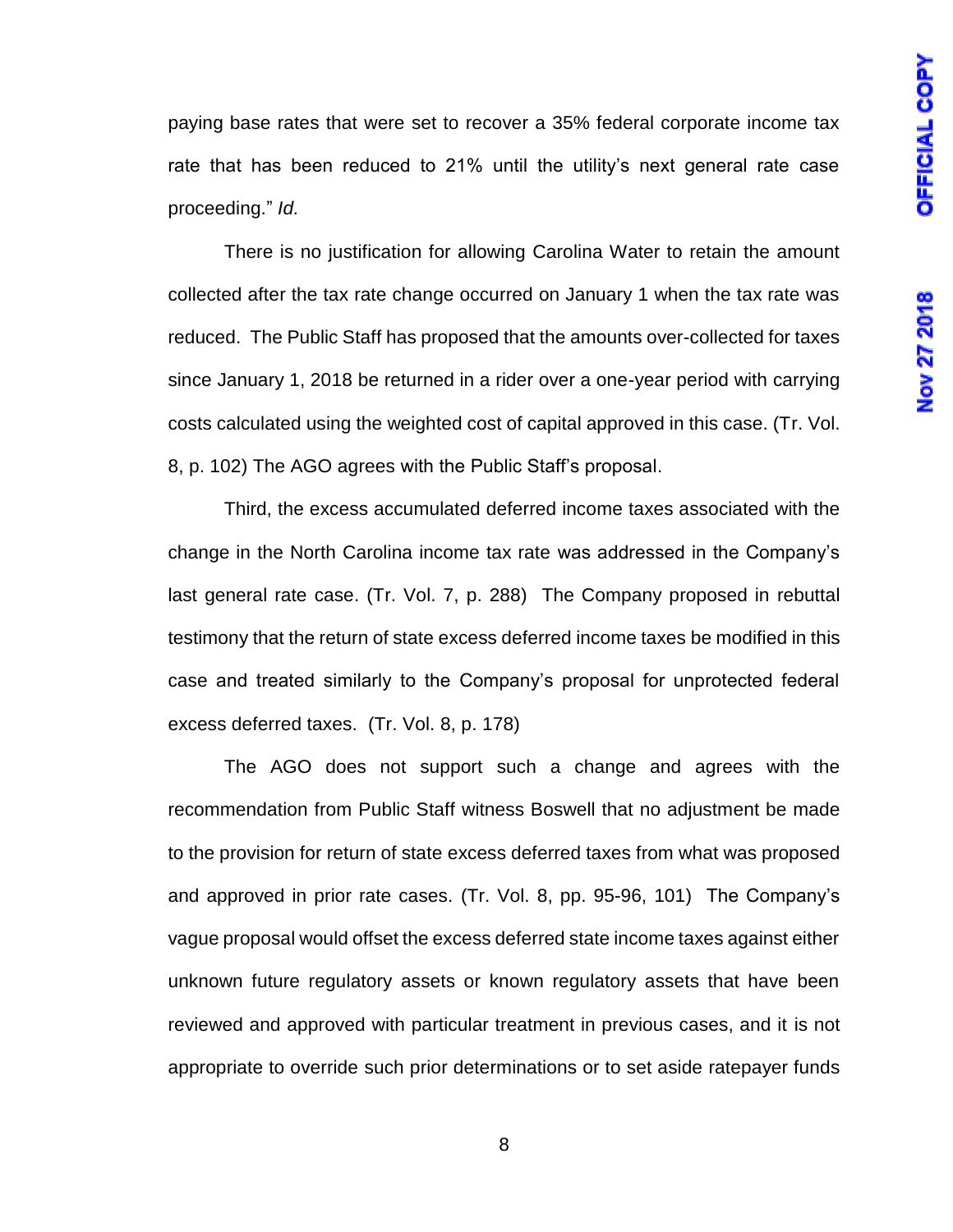paying base rates that were set to recover a 35% federal corporate income tax rate that has been reduced to 21% until the utility's next general rate case proceeding." *Id.*

There is no justification for allowing Carolina Water to retain the amount collected after the tax rate change occurred on January 1 when the tax rate was reduced. The Public Staff has proposed that the amounts over-collected for taxes since January 1, 2018 be returned in a rider over a one-year period with carrying costs calculated using the weighted cost of capital approved in this case. (Tr. Vol. 8, p. 102) The AGO agrees with the Public Staff's proposal.

Third, the excess accumulated deferred income taxes associated with the change in the North Carolina income tax rate was addressed in the Company's last general rate case. (Tr. Vol. 7, p. 288) The Company proposed in rebuttal testimony that the return of state excess deferred income taxes be modified in this case and treated similarly to the Company's proposal for unprotected federal excess deferred taxes. (Tr. Vol. 8, p. 178)

The AGO does not support such a change and agrees with the recommendation from Public Staff witness Boswell that no adjustment be made to the provision for return of state excess deferred taxes from what was proposed and approved in prior rate cases. (Tr. Vol. 8, pp. 95-96, 101) The Company's vague proposal would offset the excess deferred state income taxes against either unknown future regulatory assets or known regulatory assets that have been reviewed and approved with particular treatment in previous cases, and it is not appropriate to override such prior determinations or to set aside ratepayer funds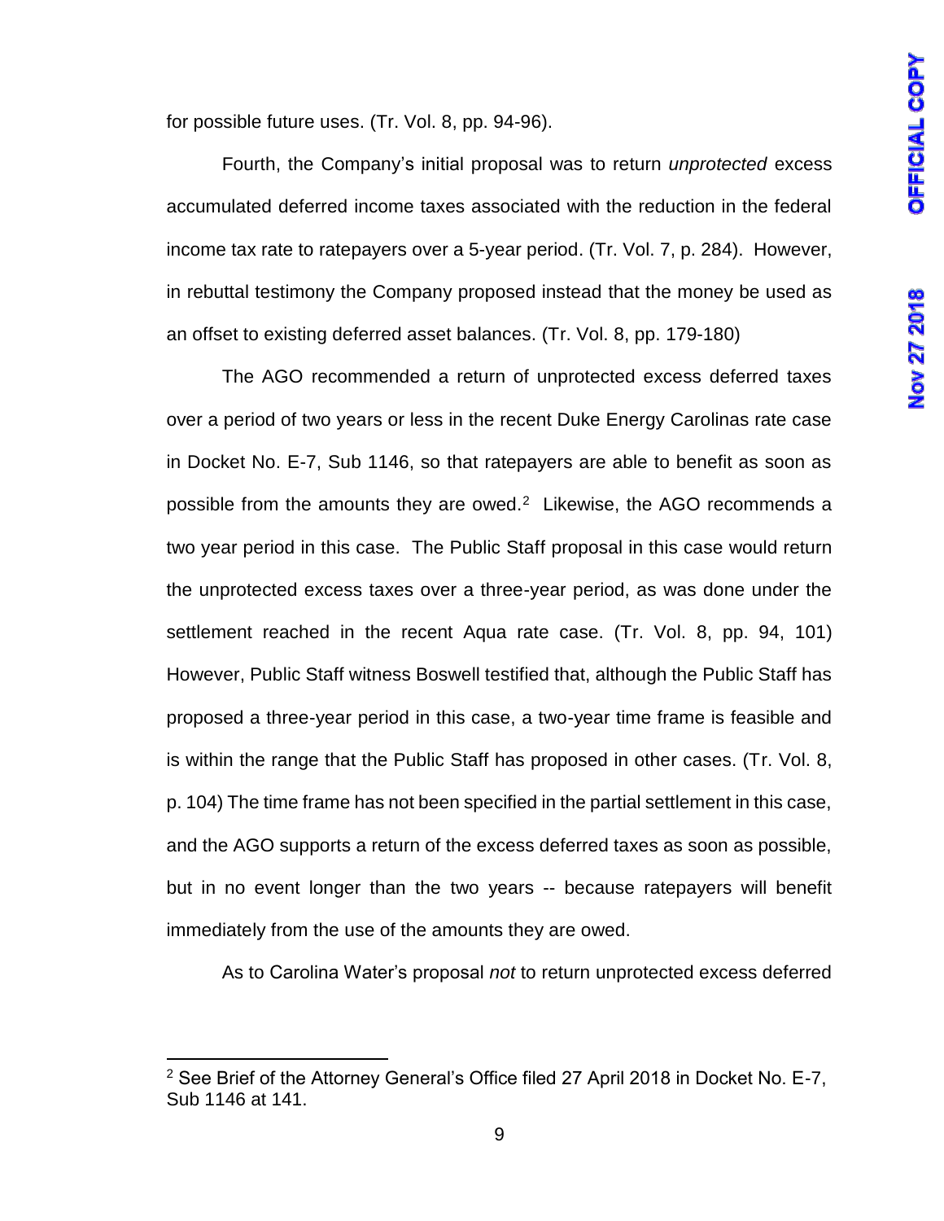for possible future uses. (Tr. Vol. 8, pp. 94-96).

Fourth, the Company's initial proposal was to return *unprotected* excess accumulated deferred income taxes associated with the reduction in the federal income tax rate to ratepayers over a 5-year period. (Tr. Vol. 7, p. 284). However, in rebuttal testimony the Company proposed instead that the money be used as an offset to existing deferred asset balances. (Tr. Vol. 8, pp. 179-180)

The AGO recommended a return of unprotected excess deferred taxes over a period of two years or less in the recent Duke Energy Carolinas rate case in Docket No. E-7, Sub 1146, so that ratepayers are able to benefit as soon as possible from the amounts they are owed.[2] Likewise, the AGO recommends a two year period in this case. The Public Staff proposal in this case would return the unprotected excess taxes over a three-year period, as was done under the settlement reached in the recent Aqua rate case. (Tr. Vol. 8, pp. 94, 101) However, Public Staff witness Boswell testified that, although the Public Staff has proposed a three-year period in this case, a two-year time frame is feasible and is within the range that the Public Staff has proposed in other cases. (Tr. Vol. 8, p. 104) The time frame has not been specified in the partial settlement in this case, and the AGO supports a return of the excess deferred taxes as soon as possible, but in no event longer than the two years -- because ratepayers will benefit immediately from the use of the amounts they are owed.

As to Carolina Water's proposal *not* to return unprotected excess deferred

[2] See Brief of the Attorney General's Office filed 27 April 2018 in Docket No. E-7, Sub 1146 at 141.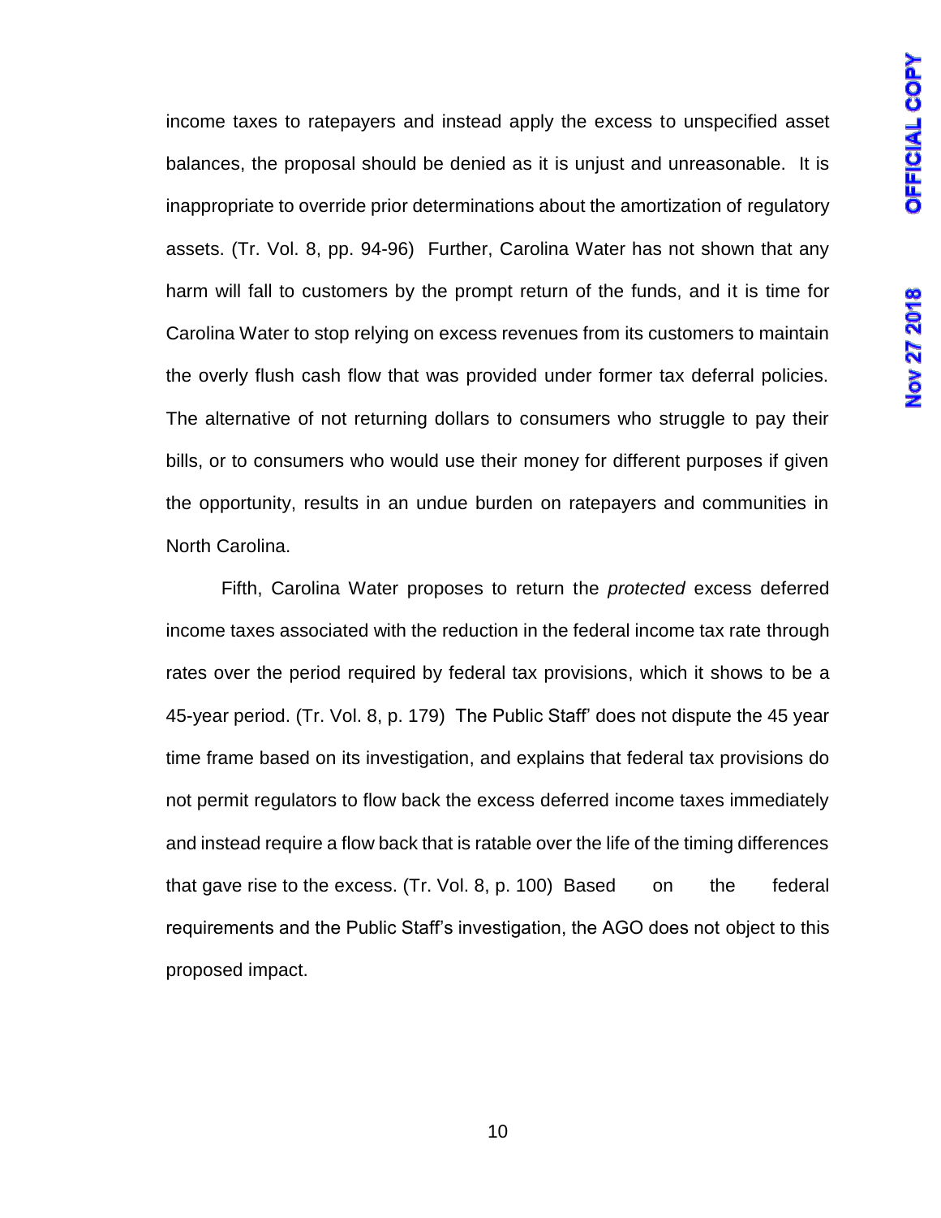income taxes to ratepayers and instead apply the excess to unspecified asset balances, the proposal should be denied as it is unjust and unreasonable. It is inappropriate to override prior determinations about the amortization of regulatory assets. (Tr. Vol. 8, pp. 94-96) Further, Carolina Water has not shown that any harm will fall to customers by the prompt return of the funds, and it is time for Carolina Water to stop relying on excess revenues from its customers to maintain the overly flush cash flow that was provided under former tax deferral policies. The alternative of not returning dollars to consumers who struggle to pay their bills, or to consumers who would use their money for different purposes if given the opportunity, results in an undue burden on ratepayers and communities in North Carolina.

Fifth, Carolina Water proposes to return the *protected* excess deferred income taxes associated with the reduction in the federal income tax rate through rates over the period required by federal tax provisions, which it shows to be a 45-year period. (Tr. Vol. 8, p. 179) The Public Staff' does not dispute the 45 year time frame based on its investigation, and explains that federal tax provisions do not permit regulators to flow back the excess deferred income taxes immediately and instead require a flow back that is ratable over the life of the timing differences that gave rise to the excess. (Tr. Vol. 8, p. 100) Based on the federal requirements and the Public Staff's investigation, the AGO does not object to this proposed impact.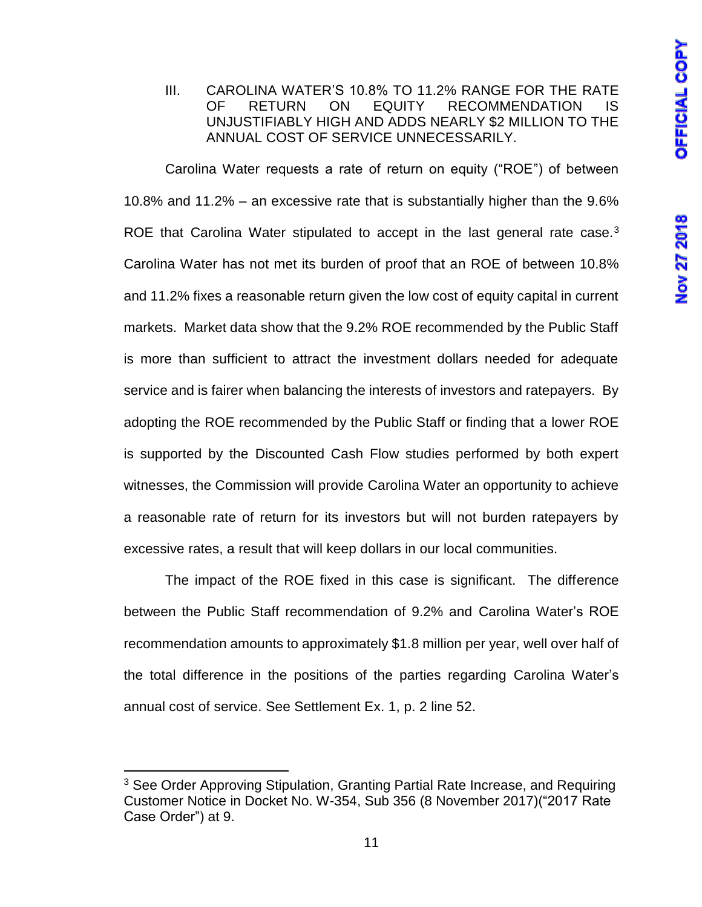## III. CAROLINA WATER'S 10.8% TO 11.2% RANGE FOR THE RATE OF RETURN ON EQUITY RECOMMENDATION IS UNJUSTIFIABLY HIGH AND ADDS NEARLY $2 MILLION TO THE ANNUAL COST OF SERVICE UNNECESSARILY.

Carolina Water requests a rate of return on equity ("ROE") of between 10.8% and 11.2% – an excessive rate that is substantially higher than the 9.6% ROE that Carolina Water stipulated to accept in the last general rate case.[3] Carolina Water has not met its burden of proof that an ROE of between 10.8% and 11.2% fixes a reasonable return given the low cost of equity capital in current markets. Market data show that the 9.2% ROE recommended by the Public Staff is more than sufficient to attract the investment dollars needed for adequate service and is fairer when balancing the interests of investors and ratepayers. By adopting the ROE recommended by the Public Staff or finding that a lower ROE is supported by the Discounted Cash Flow studies performed by both expert witnesses, the Commission will provide Carolina Water an opportunity to achieve a reasonable rate of return for its investors but will not burden ratepayers by excessive rates, a result that will keep dollars in our local communities.

The impact of the ROE fixed in this case is significant. The difference between the Public Staff recommendation of 9.2% and Carolina Water's ROE recommendation amounts to approximately $1.8 million per year, well over half of the total difference in the positions of the parties regarding Carolina Water's annual cost of service. See Settlement Ex. 1, p. 2 line 52.

---

[3] See Order Approving Stipulation, Granting Partial Rate Increase, and Requiring Customer Notice in Docket No. W-354, Sub 356 (8 November 2017)("2017 Rate Case Order") at 9.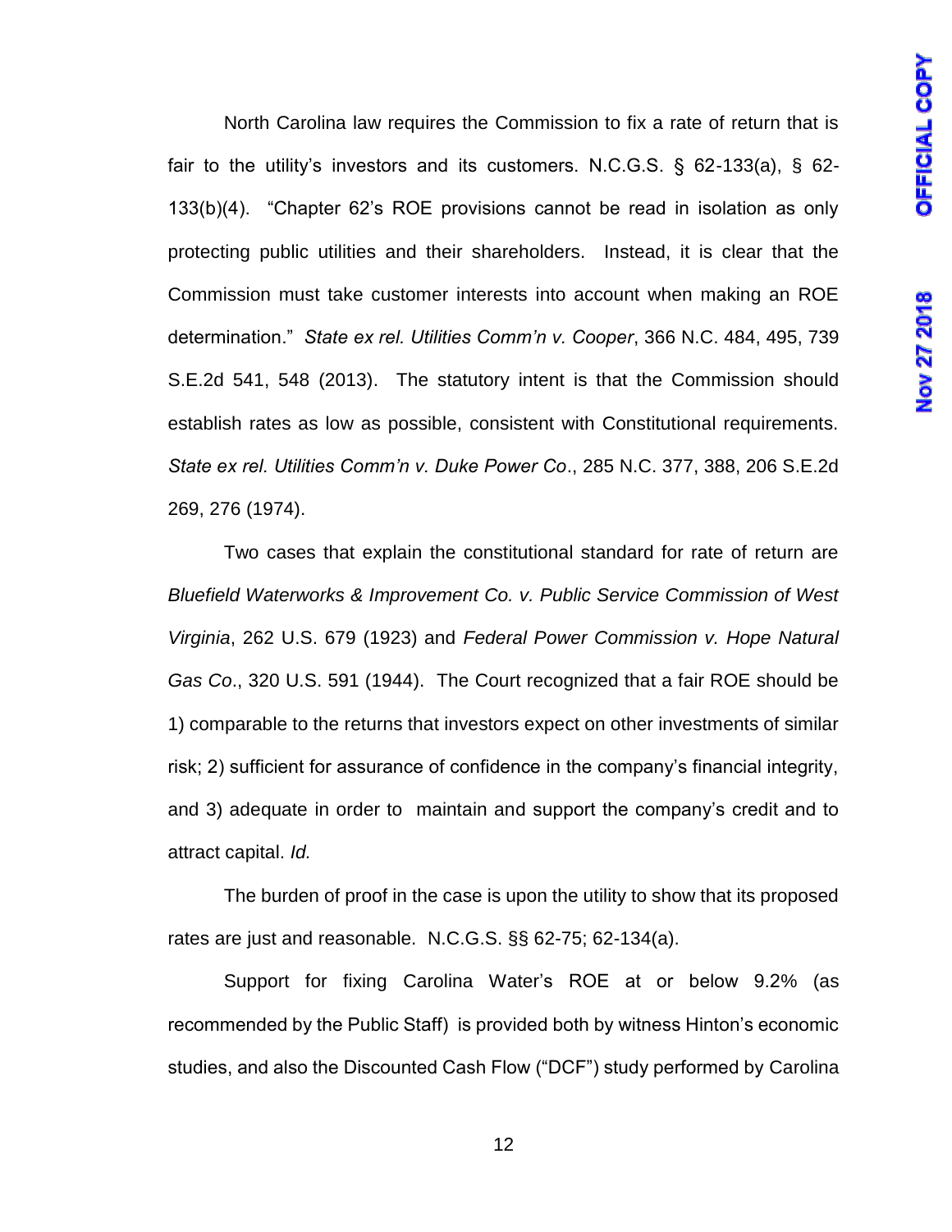North Carolina law requires the Commission to fix a rate of return that is fair to the utility's investors and its customers. N.C.G.S. § 62-133(a), § 62-133(b)(4). "Chapter 62's ROE provisions cannot be read in isolation as only protecting public utilities and their shareholders. Instead, it is clear that the Commission must take customer interests into account when making an ROE determination." *State ex rel. Utilities Comm'n v. Cooper*, 366 N.C. 484, 495, 739 S.E.2d 541, 548 (2013). The statutory intent is that the Commission should establish rates as low as possible, consistent with Constitutional requirements. *State ex rel. Utilities Comm'n v. Duke Power Co*., 285 N.C. 377, 388, 206 S.E.2d 269, 276 (1974).

Two cases that explain the constitutional standard for rate of return are *Bluefield Waterworks & Improvement Co. v. Public Service Commission of West Virginia*, 262 U.S. 679 (1923) and *Federal Power Commission v. Hope Natural Gas Co*., 320 U.S. 591 (1944). The Court recognized that a fair ROE should be 1) comparable to the returns that investors expect on other investments of similar risk; 2) sufficient for assurance of confidence in the company's financial integrity, and 3) adequate in order to maintain and support the company's credit and to attract capital. *Id.*

The burden of proof in the case is upon the utility to show that its proposed rates are just and reasonable. N.C.G.S. §§ 62-75; 62-134(a).

Support for fixing Carolina Water's ROE at or below 9.2% (as recommended by the Public Staff) is provided both by witness Hinton's economic studies, and also the Discounted Cash Flow ("DCF") study performed by Carolina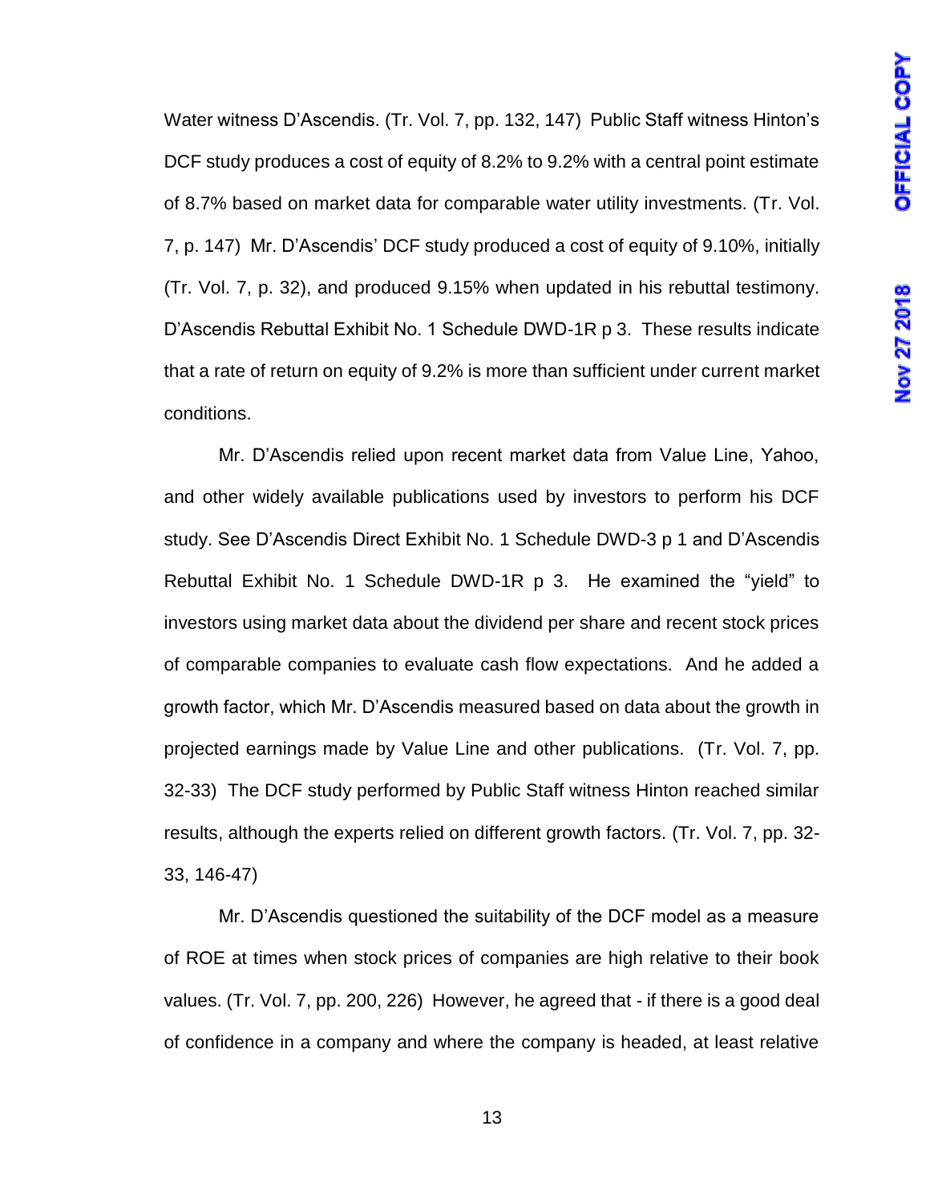Water witness D'Ascendis. (Tr. Vol. 7, pp. 132, 147) Public Staff witness Hinton's DCF study produces a cost of equity of 8.2% to 9.2% with a central point estimate of 8.7% based on market data for comparable water utility investments. (Tr. Vol. 7, p. 147) Mr. D'Ascendis' DCF study produced a cost of equity of 9.10%, initially (Tr. Vol. 7, p. 32), and produced 9.15% when updated in his rebuttal testimony. D'Ascendis Rebuttal Exhibit No. 1 Schedule DWD-1R p 3. These results indicate that a rate of return on equity of 9.2% is more than sufficient under current market conditions.

Mr. D'Ascendis relied upon recent market data from Value Line, Yahoo, and other widely available publications used by investors to perform his DCF study. See D'Ascendis Direct Exhibit No. 1 Schedule DWD-3 p 1 and D'Ascendis Rebuttal Exhibit No. 1 Schedule DWD-1R p 3. He examined the "yield" to investors using market data about the dividend per share and recent stock prices of comparable companies to evaluate cash flow expectations. And he added a growth factor, which Mr. D'Ascendis measured based on data about the growth in projected earnings made by Value Line and other publications. (Tr. Vol. 7, pp. 32-33) The DCF study performed by Public Staff witness Hinton reached similar results, although the experts relied on different growth factors. (Tr. Vol. 7, pp. 32-33, 146-47)

Mr. D'Ascendis questioned the suitability of the DCF model as a measure of ROE at times when stock prices of companies are high relative to their book values. (Tr. Vol. 7, pp. 200, 226) However, he agreed that - if there is a good deal of confidence in a company and where the company is headed, at least relative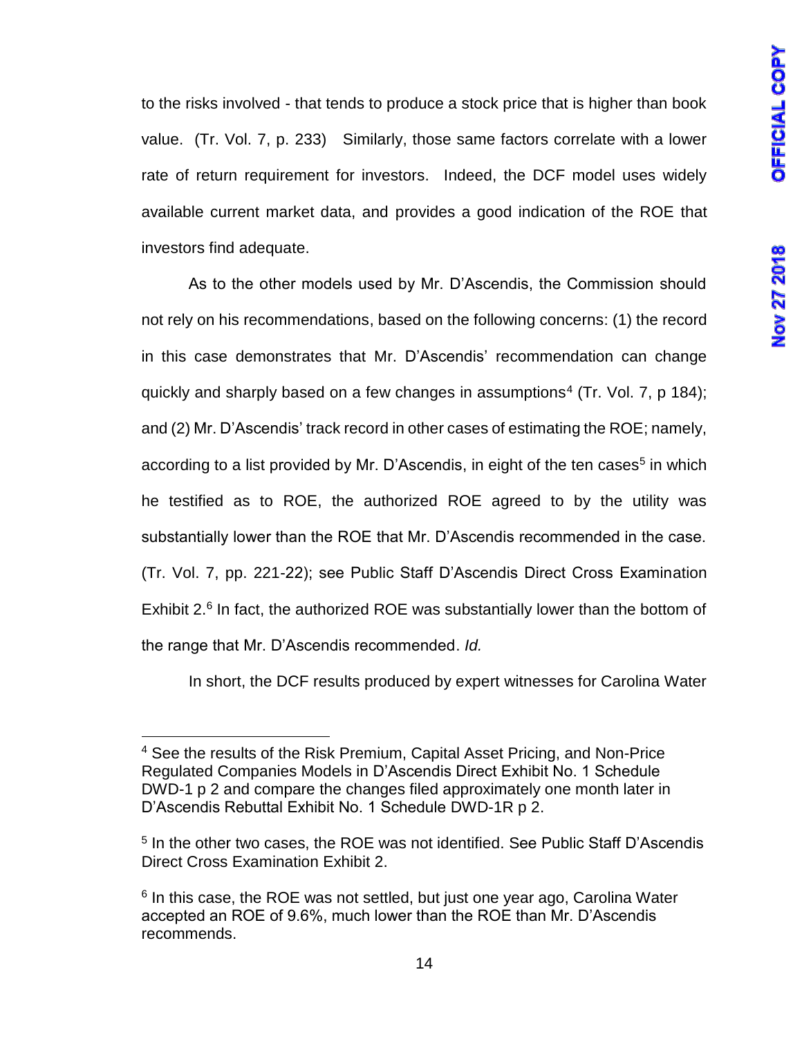to the risks involved - that tends to produce a stock price that is higher than book value. (Tr. Vol. 7, p. 233) Similarly, those same factors correlate with a lower rate of return requirement for investors. Indeed, the DCF model uses widely available current market data, and provides a good indication of the ROE that investors find adequate.

As to the other models used by Mr. D'Ascendis, the Commission should not rely on his recommendations, based on the following concerns: (1) the record in this case demonstrates that Mr. D'Ascendis' recommendation can change quickly and sharply based on a few changes in assumptions[4] (Tr. Vol. 7, p 184); and (2) Mr. D'Ascendis' track record in other cases of estimating the ROE; namely, according to a list provided by Mr. D'Ascendis, in eight of the ten cases[5] in which he testified as to ROE, the authorized ROE agreed to by the utility was substantially lower than the ROE that Mr. D'Ascendis recommended in the case. (Tr. Vol. 7, pp. 221-22); see Public Staff D'Ascendis Direct Cross Examination Exhibit 2.[6] In fact, the authorized ROE was substantially lower than the bottom of the range that Mr. D'Ascendis recommended. *Id.*

In short, the DCF results produced by expert witnesses for Carolina Water

---

[4] See the results of the Risk Premium, Capital Asset Pricing, and Non-Price Regulated Companies Models in D'Ascendis Direct Exhibit No. 1 Schedule DWD-1 p 2 and compare the changes filed approximately one month later in D'Ascendis Rebuttal Exhibit No. 1 Schedule DWD-1R p 2.

[5] In the other two cases, the ROE was not identified. See Public Staff D'Ascendis Direct Cross Examination Exhibit 2.

[6] In this case, the ROE was not settled, but just one year ago, Carolina Water accepted an ROE of 9.6%, much lower than the ROE than Mr. D'Ascendis recommends.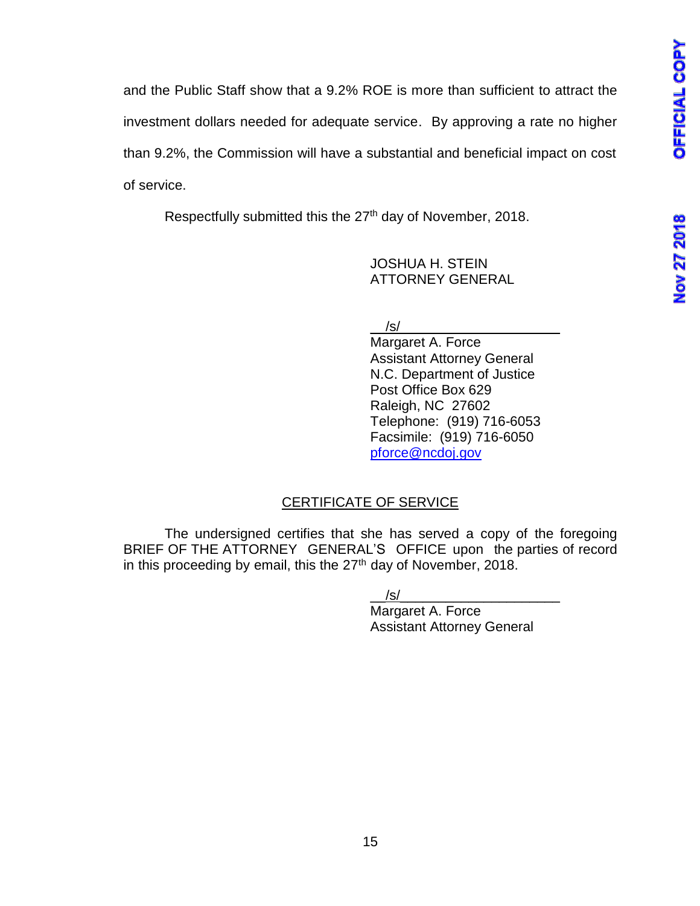and the Public Staff show that a 9.2% ROE is more than sufficient to attract the investment dollars needed for adequate service. By approving a rate no higher than 9.2%, the Commission will have a substantial and beneficial impact on cost of service.

Respectfully submitted this the 27th day of November, 2018.

JOSHUA H. STEIN
ATTORNEY GENERAL

/s/
Margaret A. Force
Assistant Attorney General
N.C. Department of Justice
Post Office Box 629
Raleigh, NC 27602
Telephone: (919) 716-6053
Facsimile: (919) 716-6050
pforce@ncdoj.gov

## CERTIFICATE OF SERVICE

The undersigned certifies that she has served a copy of the foregoing BRIEF OF THE ATTORNEY GENERAL'S OFFICE upon the parties of record in this proceeding by email, this the 27th day of November, 2018.

/s/
Margaret A. Force
Assistant Attorney General